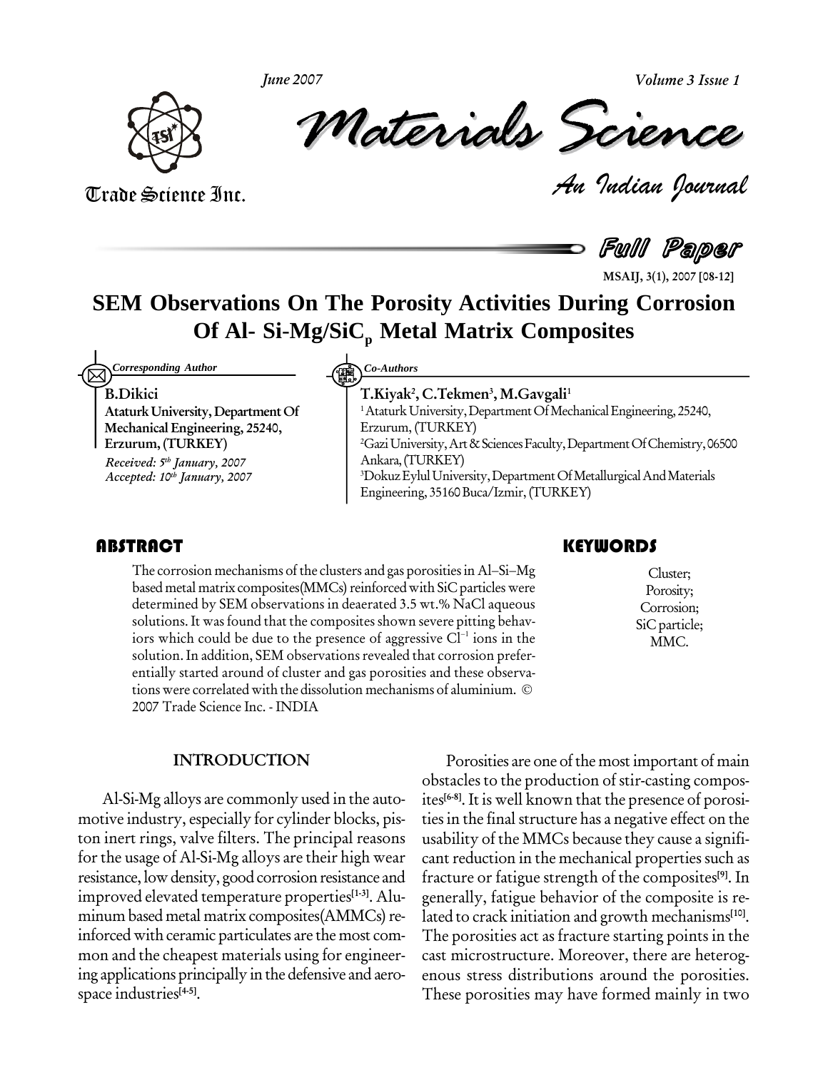# SEM Observations On The Porosity Activities During Corrosion Of Al- Si-Mg/SiC$_p$ Metal Matrix Composites

*Corresponding Author*

**B.Dikici**
**Ataturk University, Department Of Mechanical Engineering, 25240, Erzurum, (TURKEY)**

*Received: 5th January, 2007*
*Accepted: 10th January, 2007*

*Co-Authors*

**T.Kiyak[2], C.Tekmen[3], M.Gavgali[1]**

[1] Ataturk University, Department Of Mechanical Engineering, 25240, Erzurum, (TURKEY)
[2] Gazi University, Art & Sciences Faculty, Department Of Chemistry, 06500 Ankara, (TURKEY)
[3] Dokuz Eylul University, Department Of Metallurgical And Materials Engineering, 35160 Buca/Izmir, (TURKEY)

## ABSTRACT

The corrosion mechanisms of the clusters and gas porosities in Al–Si–Mg based metal matrix composites(MMCs) reinforced with SiC particles were determined by SEM observations in deaerated 3.5 wt.% NaCl aqueous solutions. It was found that the composites shown severe pitting behaviors which could be due to the presence of aggressive $Cl^{-1}$ ions in the solution. In addition, SEM observations revealed that corrosion preferentially started around of cluster and gas porosities and these observations were correlated with the dissolution mechanisms of aluminium. © 2007 Trade Science Inc. - INDIA

## KEYWORDS

Cluster;
Porosity;
Corrosion;
SiC particle;
MMC.

## INTRODUCTION

Al-Si-Mg alloys are commonly used in the automotive industry, especially for cylinder blocks, piston inert rings, valve filters. The principal reasons for the usage of Al-Si-Mg alloys are their high wear resistance, low density, good corrosion resistance and improved elevated temperature properties[1-3]. Aluminum based metal matrix composites(AMMCs) reinforced with ceramic particulates are the most common and the cheapest materials using for engineering applications principally in the defensive and aerospace industries[4-5].

Porosities are one of the most important of main obstacles to the production of stir-casting composites[6-8]. It is well known that the presence of porosities in the final structure has a negative effect on the usability of the MMCs because they cause a significant reduction in the mechanical properties such as fracture or fatigue strength of the composites[9]. In generally, fatigue behavior of the composite is related to crack initiation and growth mechanisms[10]. The porosities act as fracture starting points in the cast microstructure. Moreover, there are heterogenous stress distributions around the porosities. These porosities may have formed mainly in two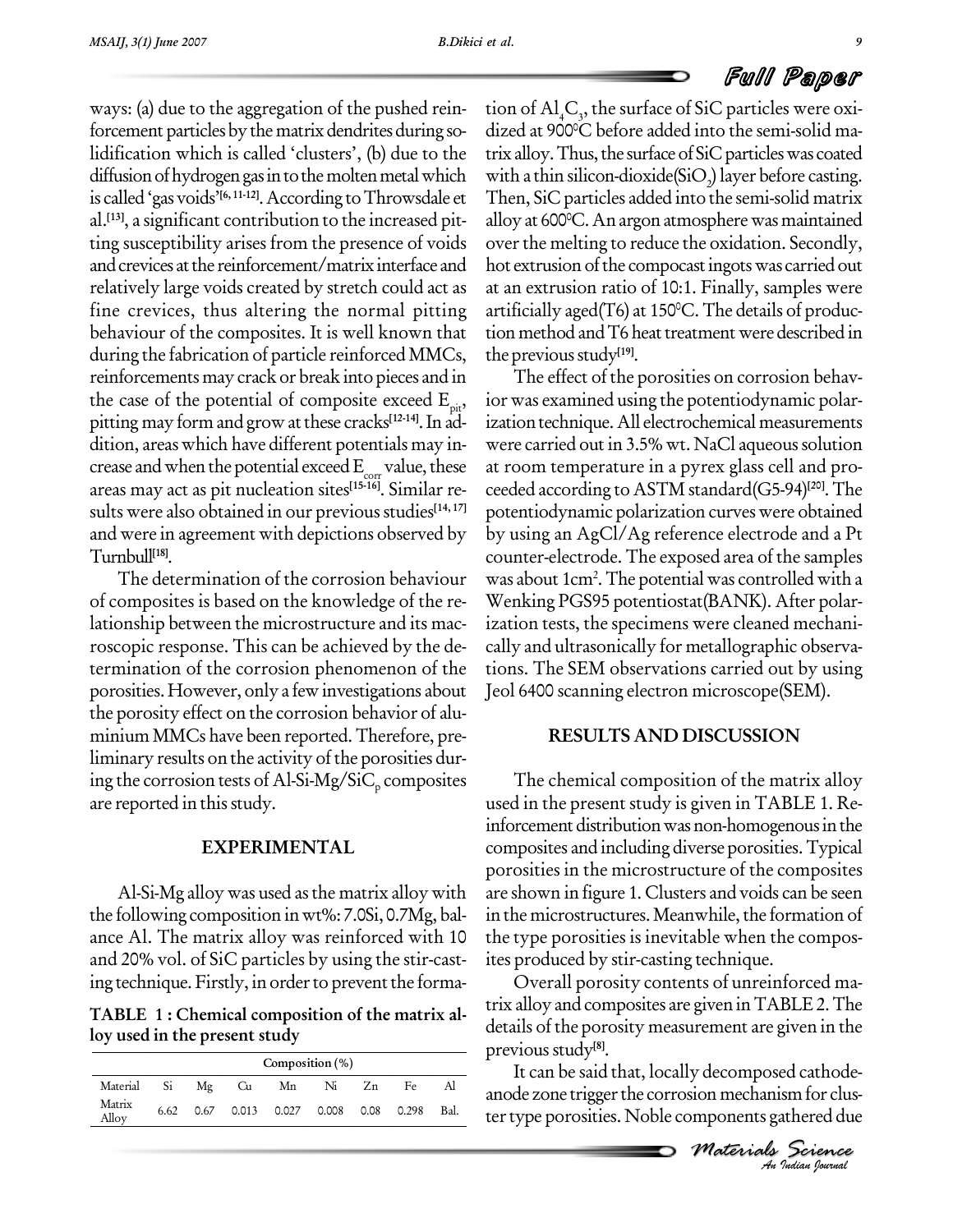ways: (a) due to the aggregation of the pushed reinforcement particles by the matrix dendrites during solidification which is called 'clusters', (b) due to the diffusion of hydrogen gas in to the molten metal which is called 'gas voids'[6, 11-12]. According to Throwsdale et al.[13], a significant contribution to the increased pitting susceptibility arises from the presence of voids and crevices at the reinforcement/matrix interface and relatively large voids created by stretch could act as fine crevices, thus altering the normal pitting behaviour of the composites. It is well known that during the fabrication of particle reinforced MMCs, reinforcements may crack or break into pieces and in the case of the potential of composite exceed $E_{pit}$, pitting may form and grow at these cracks[12-14]. In addition, areas which have different potentials may increase and when the potential exceed $E_{corr}$ value, these areas may act as pit nucleation sites[15-16]. Similar results were also obtained in our previous studies[14, 17] and were in agreement with depictions observed by Turnbull[18].

The determination of the corrosion behaviour of composites is based on the knowledge of the relationship between the microstructure and its macroscopic response. This can be achieved by the determination of the corrosion phenomenon of the porosities. However, only a few investigations about the porosity effect on the corrosion behavior of aluminium MMCs have been reported. Therefore, preliminary results on the activity of the porosities during the corrosion tests of Al-Si-Mg/$SiC_p$ composites are reported in this study.

## EXPERIMENTAL

Al-Si-Mg alloy was used as the matrix alloy with the following composition in wt%: 7.0Si, 0.7Mg, balance Al. The matrix alloy was reinforced with 10 and 20% vol. of SiC particles by using the stir-casting technique. Firstly, in order to prevent the formation of $Al_4C_3$, the surface of SiC particles were oxidized at 900°C before added into the semi-solid matrix alloy. Thus, the surface of SiC particles was coated with a thin silicon-dioxide($SiO_2$) layer before casting. Then, SiC particles added into the semi-solid matrix alloy at 600°C. An argon atmosphere was maintained over the melting to reduce the oxidation. Secondly, hot extrusion of the compocast ingots was carried out at an extrusion ratio of 10:1. Finally, samples were artificially aged(T6) at 150°C. The details of production method and T6 heat treatment were described in the previous study[19].

The effect of the porosities on corrosion behavior was examined using the potentiodynamic polarization technique. All electrochemical measurements were carried out in 3.5% wt. NaCl aqueous solution at room temperature in a pyrex glass cell and proceeded according to ASTM standard(G5-94)[20]. The potentiodynamic polarization curves were obtained by using an AgCl/Ag reference electrode and a Pt counter-electrode. The exposed area of the samples was about 1cm$^2$. The potential was controlled with a Wenking PGS95 potentiostat(BANK). After polarization tests, the specimens were cleaned mechanically and ultrasonically for metallographic observations. The SEM observations carried out by using Jeol 6400 scanning electron microscope(SEM).

**TABLE 1 : Chemical composition of the matrix alloy used in the present study**

| | Composition (%) | | | | | | | |
|---|---|---|---|---|---|---|---|---|
| Material | Si | Mg | Cu | Mn | Ni | Zn | Fe | Al |
| Matrix Alloy | 6.62 | 0.67 | 0.013 | 0.027 | 0.008 | 0.08 | 0.298 | Bal. |

## RESULTS AND DISCUSSION

The chemical composition of the matrix alloy used in the present study is given in TABLE 1. Reinforcement distribution was non-homogenous in the composites and including diverse porosities. Typical porosities in the microstructure of the composites are shown in figure 1. Clusters and voids can be seen in the microstructures. Meanwhile, the formation of the type porosities is inevitable when the composites produced by stir-casting technique.

Overall porosity contents of unreinforced matrix alloy and composites are given in TABLE 2. The details of the porosity measurement are given in the previous study[8].

It can be said that, locally decomposed cathode-anode zone trigger the corrosion mechanism for cluster type porosities. Noble components gathered due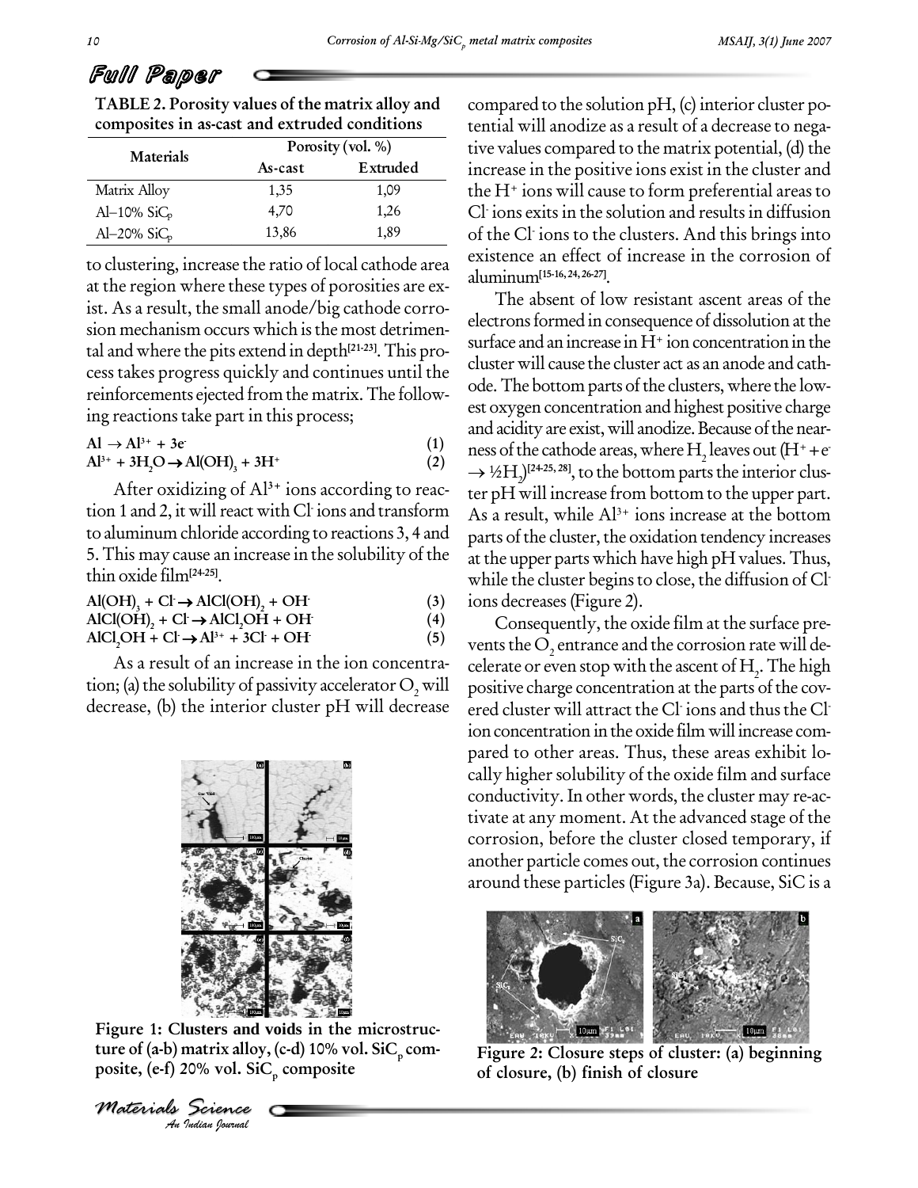**TABLE 2. Porosity values of the matrix alloy and composites in as-cast and extruded conditions**

| Materials | Porosity (vol. %) | |
|---|---|---|
| | As-cast | Extruded |
| Matrix Alloy | 1,35 | 1,09 |
| Al–10% $SiC_p$ | 4,70 | 1,26 |
| Al–20% $SiC_p$ | 13,86 | 1,89 |

to clustering, increase the ratio of local cathode area at the region where these types of porosities are exist. As a result, the small anode/big cathode corrosion mechanism occurs which is the most detrimental and where the pits extend in depth[21-23]. This process takes progress quickly and continues until the reinforcements ejected from the matrix. The following reactions take part in this process;

$$Al \rightarrow Al^{3+} + 3e^- \quad (1)$$

$$Al^{3+} + 3H_2O \rightarrow Al(OH)_3 + 3H^+ \quad (2)$$

After oxidizing of $Al^{3+}$ ions according to reaction 1 and 2, it will react with $Cl^-$ ions and transform to aluminum chloride according to reactions 3, 4 and 5. This may cause an increase in the solubility of the thin oxide film[24-25].

$$Al(OH)_3 + Cl^- \rightarrow AlCl(OH)_2 + OH^- \quad (3)$$

$$AlCl(OH)_2 + Cl^- \rightarrow AlCl_2OH + OH^- \quad (4)$$

$$AlCl_2OH + Cl^- \rightarrow Al^{3+} + 3Cl^- + OH^- \quad (5)$$

As a result of an increase in the ion concentration; (a) the solubility of passivity accelerator $O_2$ will decrease, (b) the interior cluster pH will decrease compared to the solution pH, (c) interior cluster potential will anodize as a result of a decrease to negative values compared to the matrix potential, (d) the increase in the positive ions exist in the cluster and the $H^+$ ions will cause to form preferential areas to $Cl^-$ ions exits in the solution and results in diffusion of the $Cl^-$ ions to the clusters. And this brings into existence an effect of increase in the corrosion of aluminum[15-16, 24, 26-27].

Figure 1: Clusters and voids in the microstructure of (a-b) matrix alloy, (c-d) 10% vol. $SiC_p$ composite, (e-f) 20% vol. $SiC_p$ composite

The absent of low resistant ascent areas of the electrons formed in consequence of dissolution at the surface and an increase in $H^+$ ion concentration in the cluster will cause the cluster act as an anode and cathode. The bottom parts of the clusters, where the lowest oxygen concentration and highest positive charge and acidity are exist, will anodize. Because of the nearness of the cathode areas, where $H_2$ leaves out ($H^+ + e^- \rightarrow ½H_2$)[24-25, 28], to the bottom parts the interior cluster pH will increase from bottom to the upper part. As a result, while $Al^{3+}$ ions increase at the bottom parts of the cluster, the oxidation tendency increases at the upper parts which have high pH values. Thus, while the cluster begins to close, the diffusion of $Cl^-$ ions decreases (Figure 2).

Consequently, the oxide film at the surface prevents the $O_2$ entrance and the corrosion rate will decelerate or even stop with the ascent of $H_2$. The high positive charge concentration at the parts of the covered cluster will attract the $Cl^-$ ions and thus the $Cl^-$ ion concentration in the oxide film will increase compared to other areas. Thus, these areas exhibit locally higher solubility of the oxide film and surface conductivity. In other words, the cluster may re-activate at any moment. At the advanced stage of the corrosion, before the cluster closed temporary, if another particle comes out, the corrosion continues around these particles (Figure 3a). Because, SiC is a

Figure 2: Closure steps of cluster: (a) beginning of closure, (b) finish of closure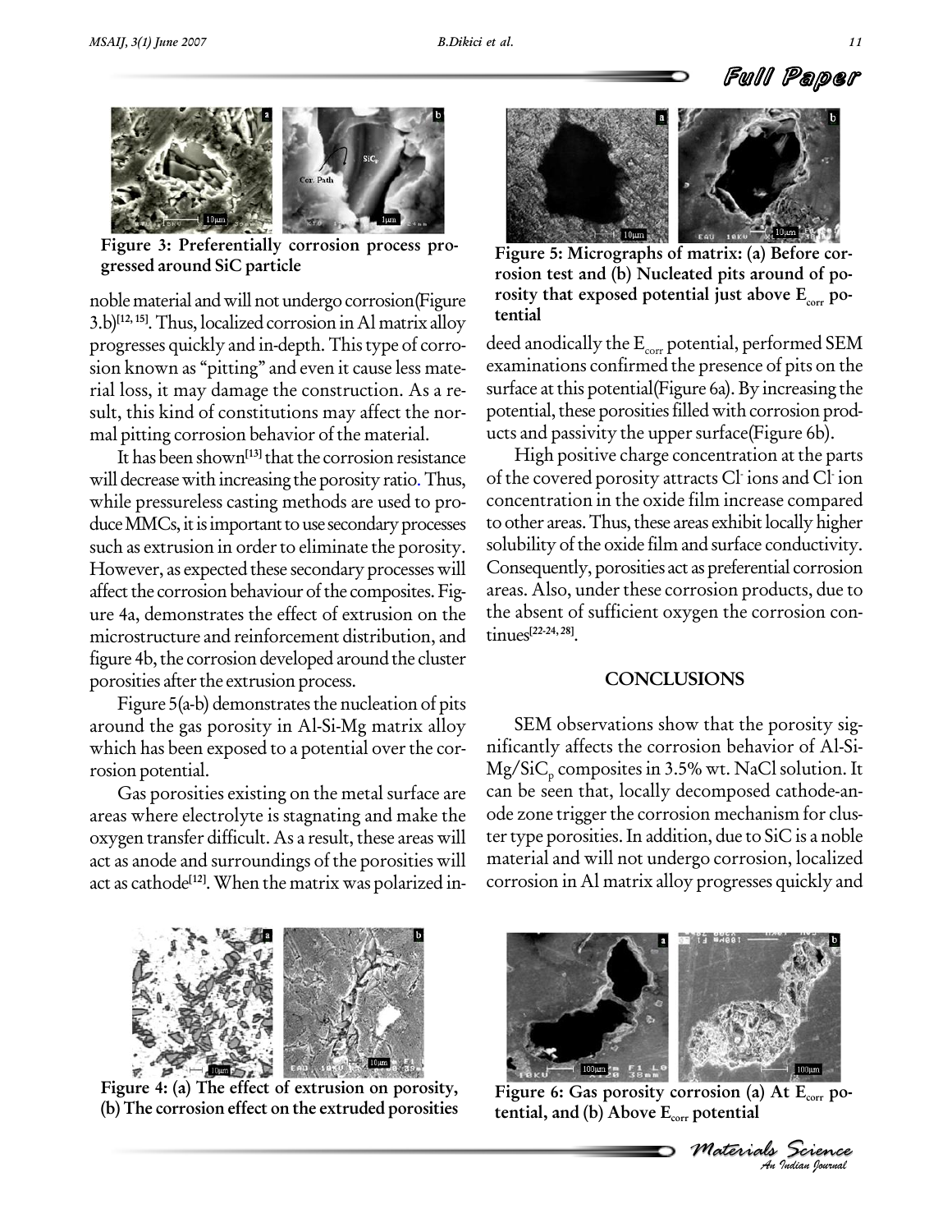Figure 3: Preferentially corrosion process progressed around SiC particle

noble material and will not undergo corrosion(Figure 3.b)[12, 15]. Thus, localized corrosion in Al matrix alloy progresses quickly and in-depth. This type of corrosion known as "pitting" and even it cause less material loss, it may damage the construction. As a result, this kind of constitutions may affect the normal pitting corrosion behavior of the material.

It has been shown[13] that the corrosion resistance will decrease with increasing the porosity ratio. Thus, while pressureless casting methods are used to produce MMCs, it is important to use secondary processes such as extrusion in order to eliminate the porosity. However, as expected these secondary processes will affect the corrosion behaviour of the composites. Figure 4a, demonstrates the effect of extrusion on the microstructure and reinforcement distribution, and figure 4b, the corrosion developed around the cluster porosities after the extrusion process.

Figure 5(a-b) demonstrates the nucleation of pits around the gas porosity in Al-Si-Mg matrix alloy which has been exposed to a potential over the corrosion potential.

Gas porosities existing on the metal surface are areas where electrolyte is stagnating and make the oxygen transfer difficult. As a result, these areas will act as anode and surroundings of the porosities will act as cathode[12]. When the matrix was polarized indeed anodically the $E_{corr}$ potential, performed SEM examinations confirmed the presence of pits on the surface at this potential(Figure 6a). By increasing the potential, these porosities filled with corrosion products and passivity the upper surface(Figure 6b).

Figure 5: Micrographs of matrix: (a) Before corrosion test and (b) Nucleated pits around of porosity that exposed potential just above $E_{corr}$ potential

High positive charge concentration at the parts of the covered porosity attracts $Cl^-$ ions and $Cl^-$ ion concentration in the oxide film increase compared to other areas. Thus, these areas exhibit locally higher solubility of the oxide film and surface conductivity. Consequently, porosities act as preferential corrosion areas. Also, under these corrosion products, due to the absent of sufficient oxygen the corrosion continues[22-24, 28].

## CONCLUSIONS

SEM observations show that the porosity significantly affects the corrosion behavior of Al-Si-Mg/$SiC_p$ composites in 3.5% wt. NaCl solution. It can be seen that, locally decomposed cathode-anode zone trigger the corrosion mechanism for cluster type porosities. In addition, due to SiC is a noble material and will not undergo corrosion, localized corrosion in Al matrix alloy progresses quickly and

Figure 4: (a) The effect of extrusion on porosity, (b) The corrosion effect on the extruded porosities

Figure 6: Gas porosity corrosion (a) At $E_{corr}$ potential, and (b) Above $E_{corr}$ potential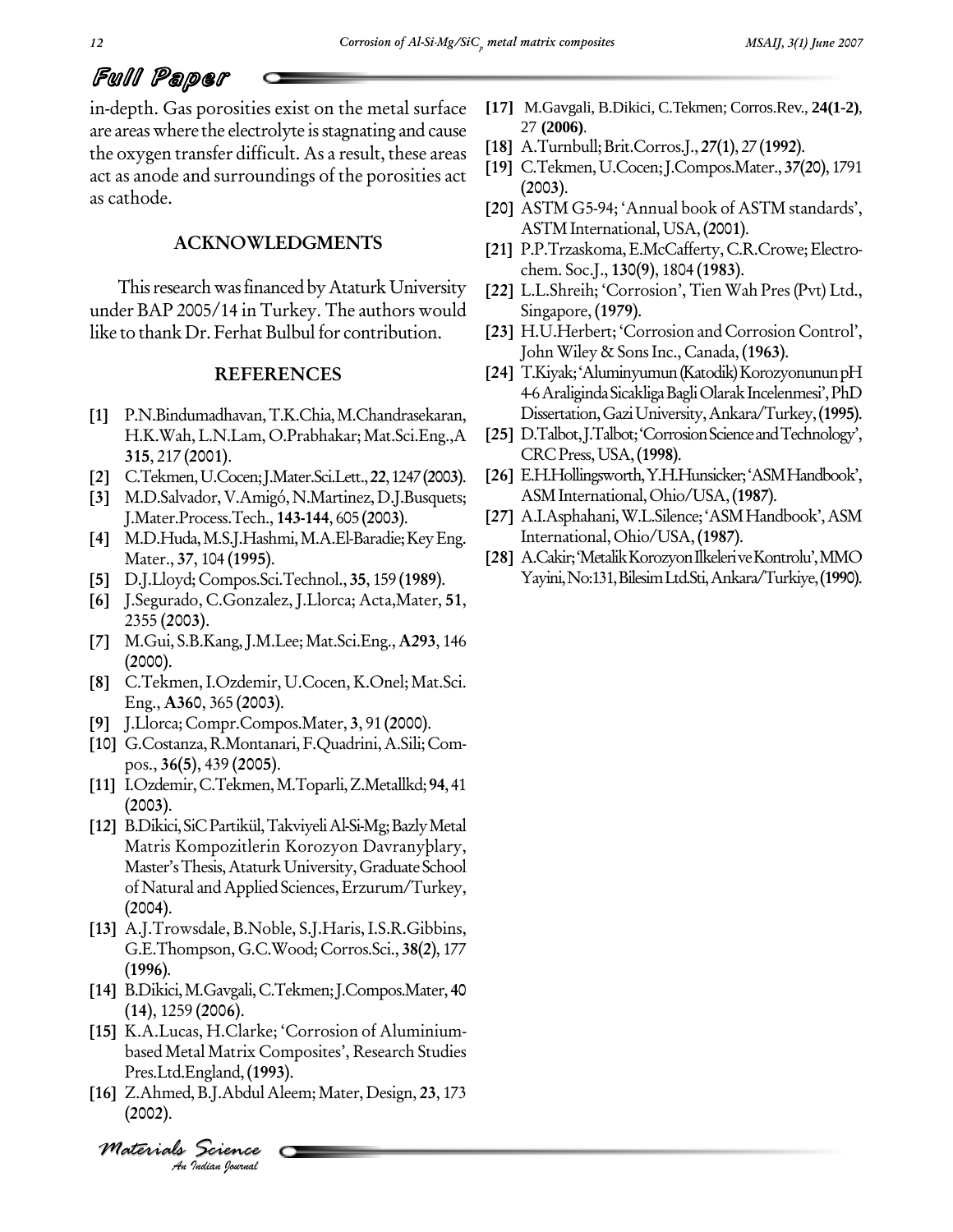in-depth. Gas porosities exist on the metal surface are areas where the electrolyte is stagnating and cause the oxygen transfer difficult. As a result, these areas act as anode and surroundings of the porosities act as cathode.

## ACKNOWLEDGMENTS

This research was financed by Ataturk University under BAP 2005/14 in Turkey. The authors would like to thank Dr. Ferhat Bulbul for contribution.

## REFERENCES

[1] P.N.Bindumadhavan, T.K.Chia, M.Chandrasekaran, H.K.Wah, L.N.Lam, O.Prabhakar; Mat.Sci.Eng.,A **315**, 217 **(2001)**.

[2] C.Tekmen, U.Cocen; J.Mater.Sci.Lett., **22**, 1247 **(2003)**.

[3] M.D.Salvador, V.Amigó, N.Martinez, D.J.Busquets; J.Mater.Process.Tech., **143-144**, 605 **(2003)**.

[4] M.D.Huda, M.S.J.Hashmi, M.A.El-Baradie; Key Eng. Mater., **37**, 104 **(1995)**.

[5] D.J.Lloyd; Compos.Sci.Technol., **35**, 159 **(1989)**.

[6] J.Segurado, C.Gonzalez, J.Llorca; Acta,Mater, **51**, 2355 **(2003)**.

[7] M.Gui, S.B.Kang, J.M.Lee; Mat.Sci.Eng., **A293**, 146 **(2000)**.

[8] C.Tekmen, I.Ozdemir, U.Cocen, K.Onel; Mat.Sci. Eng., **A360**, 365 **(2003)**.

[9] J.Llorca; Compr.Compos.Mater, **3**, 91 **(2000)**.

[10] G.Costanza, R.Montanari, F.Quadrini, A.Sili; Compos., **36(5)**, 439 **(2005)**.

[11] I.Ozdemir, C.Tekmen, M.Toparli, Z.Metallkd; **94**, 41 **(2003)**.

[12] B.Dikici, SiC Partikül, Takviyeli Al-Si-Mg; Bazly Metal Matris Kompozitlerin Korozyon Davranyþlary, Master's Thesis, Ataturk University, Graduate School of Natural and Applied Sciences, Erzurum/Turkey, **(2004)**.

[13] A.J.Trowsdale, B.Noble, S.J.Haris, I.S.R.Gibbins, G.E.Thompson, G.C.Wood; Corros.Sci., **38(2)**, 177 **(1996)**.

[14] B.Dikici, M.Gavgali, C.Tekmen; J.Compos.Mater, **40 (14)**, 1259 **(2006)**.

[15] K.A.Lucas, H.Clarke; 'Corrosion of Aluminium-based Metal Matrix Composites', Research Studies Pres.Ltd.England, **(1993)**.

[16] Z.Ahmed, B.J.Abdul Aleem; Mater, Design, **23**, 173 **(2002)**.

[17] M.Gavgali, B.Dikici, C.Tekmen; Corros.Rev., **24(1-2)**, 27 **(2006)**.

[18] A.Turnbull; Brit.Corros.J., **27(1)**, 27 **(1992)**.

[19] C.Tekmen, U.Cocen; J.Compos.Mater., **37(20)**, 1791 **(2003)**.

[20] ASTM G5-94; 'Annual book of ASTM standards', ASTM International, USA, **(2001)**.

[21] P.P.Trzaskoma, E.McCafferty, C.R.Crowe; Electrochem. Soc.J., **130(9)**, 1804 **(1983)**.

[22] L.L.Shreih; 'Corrosion', Tien Wah Pres (Pvt) Ltd., Singapore, **(1979)**.

[23] H.U.Herbert; 'Corrosion and Corrosion Control', John Wiley & Sons Inc., Canada, **(1963)**.

[24] T.Kiyak; 'Aluminyumun (Katodik) Korozyonunun pH 4-6 Araliginda Sicakliga Bagli Olarak Incelenmesi', PhD Dissertation, Gazi University, Ankara/Turkey, **(1995)**.

[25] D.Talbot, J.Talbot; 'Corrosion Science and Technology', CRC Press, USA, **(1998)**.

[26] E.H.Hollingsworth, Y.H.Hunsicker; 'ASM Handbook', ASM International, Ohio/USA, **(1987)**.

[27] A.I.Asphahani, W.L.Silence; 'ASM Handbook', ASM International, Ohio/USA, **(1987)**.

[28] A.Cakir; 'Metalik Korozyon Ilkeleri ve Kontrolu', MMO Yayini, No:131, Bilesim Ltd.Sti, Ankara/Turkiye, **(1990)**.